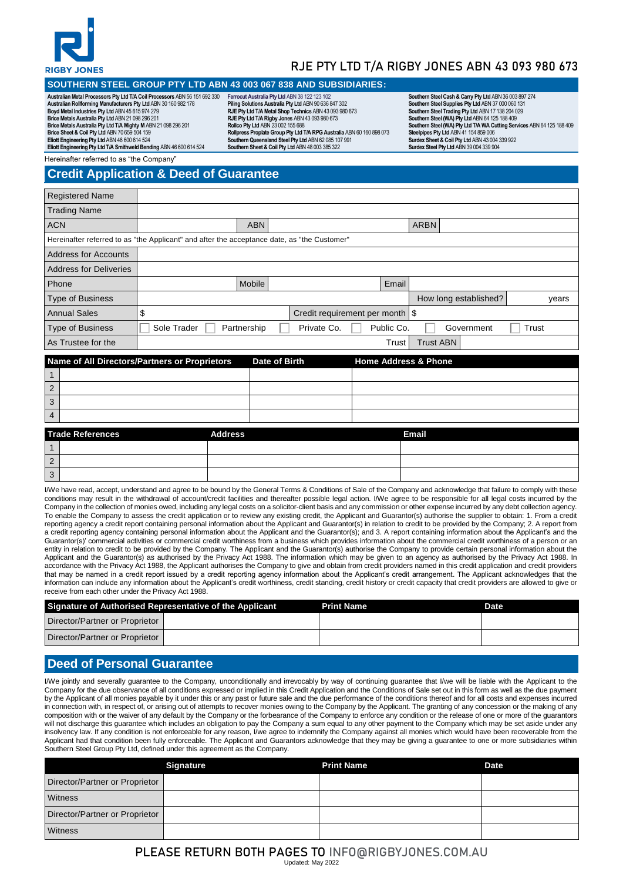RIGBY JONES

# RJE PTY LTD T/A RIGBY JONES ABN 43 093 980 673

## SOUTHERN STEEL GROUP PTY LTD ABN 43 003 067 838 AND SUBSIDIARIES:

**Australian Metal Processors Pty Ltd T/A Coil Processors** ABN 56 151 692 330
**Australian Rollforming Manufacturers Pty Ltd** ABN 30 160 982 178
**Boyd Metal Industries Pty Ltd** ABN 45 615 974 279
**Brice Metals Australia Pty Ltd** ABN 21 098 296 201
**Brice Metals Australia Pty Ltd T/A Mighty M** ABN 21 098 296 201
**Brice Sheet & Coil Pty Ltd** ABN 70 659 504 159
**Eliott Engineering Pty Ltd** ABN 46 600 614 524
**Eliott Engineering Pty Ltd T/A Smithweld Bending** ABN 46 600 614 524
**Ferrocut Australia Pty Ltd** ABN 38 122 123 102
**Piling Solutions Australia Pty Ltd** ABN 90 636 847 302
**RJE Pty Ltd T/A Metal Shop Technics** ABN 43 093 980 673
**RJE Pty Ltd T/A Rigby Jones** ABN 43 093 980 673
**Rollco Pty Ltd** ABN 23 002 155 688
**Rollpress Proplate Group Pty Ltd T/A RPG Australia** ABN 60 160 898 073
**Southern Queensland Steel Pty Ltd** ABN 62 085 107 991
**Southern Sheet & Coil Pty Ltd** ABN 48 003 385 322
**Southern Steel Cash & Carry Pty Ltd** ABN 36 003 897 274
**Southern Steel Supplies Pty Ltd** ABN 37 000 060 131
**Southern Steel Trading Pty Ltd** ABN 17 138 204 029
**Southern Steel (WA) Pty Ltd** ABN 64 125 188 409
**Southern Steel (WA) Pty Ltd T/A WA Cutting Services** ABN 64 125 188 409
**Steelpipes Pty Ltd** ABN 41 154 859 006
**Surdex Sheet & Coil Pty Ltd** ABN 43 004 339 922
**Surdex Steel Pty Ltd** ABN 39 004 339 904

Hereinafter referred to as "the Company"

## Credit Application & Deed of Guarantee

| Registered Name | | | | | |
|---|---|---|---|---|---|
| Trading Name | | | | | |
| ACN | | ABN | | ARBN | |

Hereinafter referred to as "the Applicant" and after the acceptance date, as "the Customer"

| Address for Accounts | | | | | |
|---|---|---|---|---|---|
| Address for Deliveries | | | | | |
| Phone | | Mobile | | Email | |
| Type of Business | | | | How long established? | years |
| Annual Sales | $ | | Credit requirement per month | $ | |
| Type of Business | ☐ Sole Trader | ☐ Partnership | ☐ Private Co. | ☐ Public Co. ☐ Government | ☐ Trust |
| As Trustee for the | | | Trust | Trust ABN | |

| | Name of All Directors/Partners or Proprietors | Date of Birth | Home Address & Phone |
|---|---|---|---|
| 1 | | | |
| 2 | | | |
| 3 | | | |
| 4 | | | |

| | Trade References | Address | Email |
|---|---|---|---|
| 1 | | | |
| 2 | | | |
| 3 | | | |

I/We have read, accept, understand and agree to be bound by the General Terms & Conditions of Sale of the Company and acknowledge that failure to comply with these conditions may result in the withdrawal of account/credit facilities and thereafter possible legal action. I/We agree to be responsible for all legal costs incurred by the Company in the collection of monies owed, including any legal costs on a solicitor-client basis and any commission or other expense incurred by any debt collection agency. To enable the Company to assess the credit application or to review any existing credit, the Applicant and Guarantor(s) authorise the supplier to obtain: 1. From a credit reporting agency a credit report containing personal information about the Applicant and Guarantor(s) in relation to credit to be provided by the Company; 2. A report from a credit reporting agency containing personal information about the Applicant and the Guarantor(s); and 3. A report containing information about the Applicant's and the Guarantor(s)' commercial activities or commercial credit worthiness from a business which provides information about the commercial credit worthiness of a person or an entity in relation to credit to be provided by the Company. The Applicant and the Guarantor(s) authorise the Company to provide certain personal information about the Applicant and the Guarantor(s) as authorised by the Privacy Act 1988. The information which may be given to an agency as authorised by the Privacy Act 1988. In accordance with the Privacy Act 1988, the Applicant authorises the Company to give and obtain from credit providers named in this credit application and credit providers that may be named in a credit report issued by a credit reporting agency information about the Applicant's credit arrangement. The Applicant acknowledges that the information can include any information about the Applicant's credit worthiness, credit standing, credit history or credit capacity that credit providers are allowed to give or receive from each other under the Privacy Act 1988.

| Signature of Authorised Representative of the Applicant | | Print Name | Date |
|---|---|---|---|
| Director/Partner or Proprietor | | | |
| Director/Partner or Proprietor | | | |

## Deed of Personal Guarantee

I/We jointly and severally guarantee to the Company, unconditionally and irrevocably by way of continuing guarantee that I/we will be liable with the Applicant to the Company for the due observance of all conditions expressed or implied in this Credit Application and the Conditions of Sale set out in this form as well as the due payment by the Applicant of all monies payable by it under this or any past or future sale and the due performance of the conditions thereof and for all costs and expenses incurred in connection with, in respect of, or arising out of attempts to recover monies owing to the Company by the Applicant. The granting of any concession or the making of any composition with or the waiver of any default by the Company or the forbearance of the Company to enforce any condition or the release of one or more of the guarantors will not discharge this guarantee which includes an obligation to pay the Company a sum equal to any other payment to the Company which may be set aside under any insolvency law. If any condition is not enforceable for any reason, I/we agree to indemnify the Company against all monies which would have been recoverable from the Applicant had that condition been fully enforceable. The Applicant and Guarantors acknowledge that they may be giving a guarantee to one or more subsidiaries within Southern Steel Group Pty Ltd, defined under this agreement as the Company.

| | Signature | Print Name | Date |
|---|---|---|---|
| Director/Partner or Proprietor | | | |
| Witness | | | |
| Director/Partner or Proprietor | | | |
| Witness | | | |

PLEASE RETURN BOTH PAGES TO INFO@RIGBYJONES.COM.AU

Updated: May 2022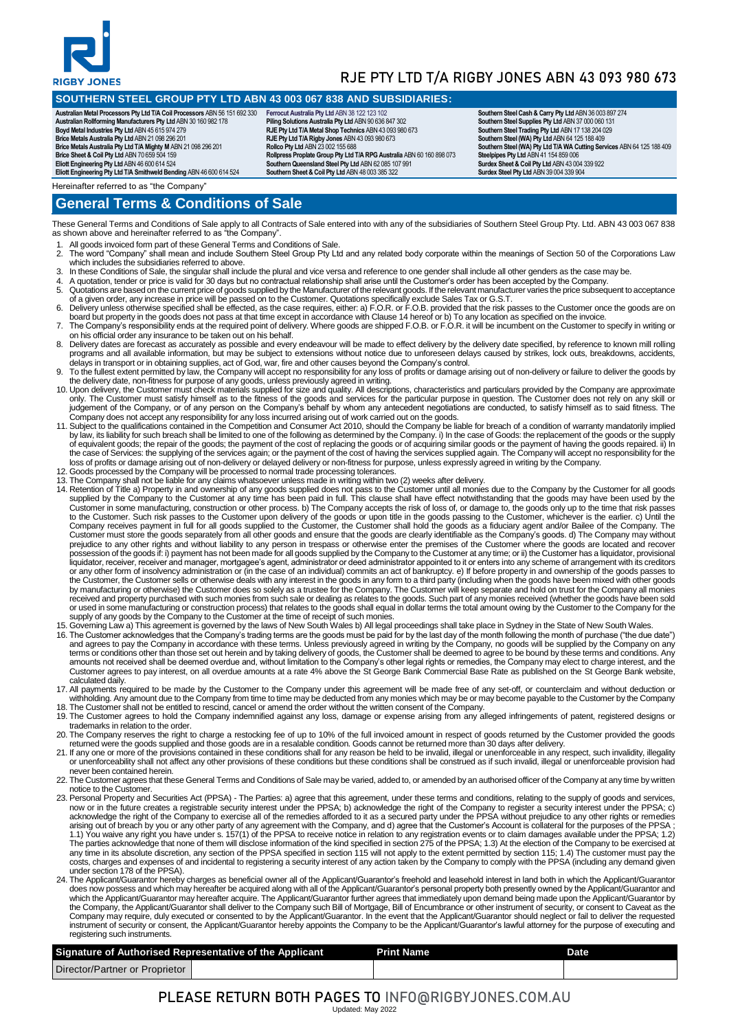RIGBY JONES

# RJE PTY LTD T/A RIGBY JONES ABN 43 093 980 673

## SOUTHERN STEEL GROUP PTY LTD ABN 43 003 067 838 AND SUBSIDIARIES:

**Australian Metal Processors Pty Ltd T/A Coil Processors** ABN 56 151 692 330
**Australian Rollforming Manufacturers Pty Ltd** ABN 30 160 982 178
**Boyd Metal Industries Pty Ltd** ABN 45 615 974 279
**Brice Metals Australia Pty Ltd** ABN 21 098 296 201
**Brice Metals Australia Pty Ltd T/A Mighty M** ABN 21 098 296 201
**Brice Sheet & Coil Pty Ltd** ABN 70 659 504 159
**Eliott Engineering Pty Ltd** ABN 46 600 614 524
**Eliott Engineering Pty Ltd T/A Smithweld Bending** ABN 46 600 614 524
**Ferrocut Australia Pty Ltd** ABN 38 122 123 102
**Piling Solutions Australia Pty Ltd** ABN 90 636 847 302
**RJE Pty Ltd T/A Metal Shop Technics** ABN 43 093 980 673
**RJE Pty Ltd T/A Rigby Jones** ABN 43 093 980 673
**Rollco Pty Ltd** ABN 23 002 155 688
**Rollpress Proplate Group Pty Ltd T/A RPG Australia** ABN 60 160 898 073
**Southern Queensland Steel Pty Ltd** ABN 62 085 107 991
**Southern Sheet & Coil Pty Ltd** ABN 48 003 385 322
**Southern Steel Cash & Carry Pty Ltd** ABN 36 003 897 274
**Southern Steel Supplies Pty Ltd** ABN 37 000 060 131
**Southern Steel Trading Pty Ltd** ABN 17 138 204 029
**Southern Steel (WA) Pty Ltd** ABN 64 125 188 409
**Southern Steel (WA) Pty Ltd T/A WA Cutting Services** ABN 64 125 188 409
**Steelpipes Pty Ltd** ABN 41 154 859 006
**Surdex Sheet & Coil Pty Ltd** ABN 43 004 339 922
**Surdex Steel Pty Ltd** ABN 39 004 339 904

Hereinafter referred to as "the Company"

## General Terms & Conditions of Sale

These General Terms and Conditions of Sale apply to all Contracts of Sale entered into with any of the subsidiaries of Southern Steel Group Pty. Ltd. ABN 43 003 067 838 as shown above and hereinafter referred to as "the Company".

1. All goods invoiced form part of these General Terms and Conditions of Sale.
2. The word "Company" shall mean and include Southern Steel Group Pty Ltd and any related body corporate within the meanings of Section 50 of the Corporations Law which includes the subsidiaries referred to above.
3. In these Conditions of Sale, the singular shall include the plural and vice versa and reference to one gender shall include all other genders as the case may be.
4. A quotation, tender or price is valid for 30 days but no contractual relationship shall arise until the Customer's order has been accepted by the Company.
5. Quotations are based on the current price of goods supplied by the Manufacturer of the relevant goods. If the relevant manufacturer varies the price subsequent to acceptance of a given order, any increase in price will be passed on to the Customer. Quotations specifically exclude Sales Tax or G.S.T.
6. Delivery unless otherwise specified shall be effected, as the case requires, either: a) F.O.R. or F.O.B. provided that the risk passes to the Customer once the goods are on board but property in the goods does not pass at that time except in accordance with Clause 14 hereof or b) To any location as specified on the invoice.
7. The Company's responsibility ends at the required point of delivery. Where goods are shipped F.O.B. or F.O.R. it will be incumbent on the Customer to specify in writing or on his official order any insurance to be taken out on his behalf.
8. Delivery dates are forecast as accurately as possible and every endeavour will be made to effect delivery by the delivery date specified, by reference to known mill rolling programs and all available information, but may be subject to extensions without notice due to unforeseen delays caused by strikes, lock outs, breakdowns, accidents, delays in transport or in obtaining supplies, act of God, war, fire and other causes beyond the Company's control.
9. To the fullest extent permitted by law, the Company will accept no responsibility for any loss of profits or damage arising out of non-delivery or failure to deliver the goods by the delivery date, non-fitness for purpose of any goods, unless previously agreed in writing.
10. Upon delivery, the Customer must check materials supplied for size and quality. All descriptions, characteristics and particulars provided by the Company are approximate only. The Customer must satisfy himself as to the fitness of the goods and services for the particular purpose in question. The Customer does not rely on any skill or judgement of the Company, or of any person on the Company's behalf by whom any antecedent negotiations are conducted, to satisfy himself as to said fitness. The Company does not accept any responsibility for any loss incurred arising out of work carried out on the goods.
11. Subject to the qualifications contained in the Competition and Consumer Act 2010, should the Company be liable for breach of a condition of warranty mandatorily implied by law, its liability for such breach shall be limited to one of the following as determined by the Company. i) In the case of Goods: the replacement of the goods or the supply of equivalent goods; the repair of the goods; the payment of the cost of replacing the goods or of acquiring similar goods or the payment of having the goods repaired. ii) In the case of Services: the supplying of the services again; or the payment of the cost of having the services supplied again. The Company will accept no responsibility for the loss of profits or damage arising out of non-delivery or delayed delivery or non-fitness for purpose, unless expressly agreed in writing by the Company.
12. Goods processed by the Company will be processed to normal trade processing tolerances.
13. The Company shall not be liable for any claims whatsoever unless made in writing within two (2) weeks after delivery.
14. Retention of Title a) Property in and ownership of any goods supplied does not pass to the Customer until all monies due to the Company by the Customer for all goods supplied by the Company to the Customer at any time has been paid in full. This clause shall have effect notwithstanding that the goods may have been used by the Customer in some manufacturing, construction or other process. b) The Company accepts the risk of loss of, or damage to, the goods only up to the time that risk passes to the Customer. Such risk passes to the Customer upon delivery of the goods or upon title in the goods passing to the Customer, whichever is the earlier. c) Until the Company receives payment in full for all goods supplied to the Customer, the Customer shall hold the goods as a fiduciary agent and/or Bailee of the Company. The Customer must store the goods separately from all other goods and ensure that the goods are clearly identifiable as the Company's goods. d) The Company may without prejudice to any other rights and without liability to any person in trespass or otherwise enter the premises of the Customer where the goods are located and recover possession of the goods if: i) payment has not been made for all goods supplied by the Company to the Customer at any time; or ii) the Customer has a liquidator, provisional liquidator, receiver, receiver and manager, mortgagee's agent, administrator or deed administrator appointed to it or enters into any scheme of arrangement with its creditors or any other form of insolvency administration or (in the case of an individual) commits an act of bankruptcy. e) If before property in and ownership of the goods passes to the Customer, the Customer sells or otherwise deals with any interest in the goods in any form to a third party (including when the goods have been mixed with other goods by manufacturing or otherwise) the Customer does so solely as a trustee for the Company. The Customer will keep separate and hold on trust for the Company all monies received and property purchased with such monies from such sale or dealing as relates to the goods. Such part of any monies received (whether the goods have been sold or used in some manufacturing or construction process) that relates to the goods shall equal in dollar terms the total amount owing by the Customer to the Company for the supply of any goods by the Company to the Customer at the time of receipt of such monies.
15. Governing Law a) This agreement is governed by the laws of New South Wales b) All legal proceedings shall take place in Sydney in the State of New South Wales.
16. The Customer acknowledges that the Company's trading terms are the goods must be paid for by the last day of the month following the month of purchase ("the due date") and agrees to pay the Company in accordance with these terms. Unless previously agreed in writing by the Company, no goods will be supplied by the Company on any terms or conditions other than those set out herein and by taking delivery of goods, the Customer shall be deemed to agree to be bound by these terms and conditions. Any amounts not received shall be deemed overdue and, without limitation to the Company's other legal rights or remedies, the Company may elect to charge interest, and the Customer agrees to pay interest, on all overdue amounts at a rate 4% above the St George Bank Commercial Base Rate as published on the St George Bank website, calculated daily.
17. All payments required to be made by the Customer to the Company under this agreement will be made free of any set-off, or counterclaim and without deduction or withholding. Any amount due to the Company from time to time may be deducted from any monies which may be or may become payable to the Customer by the Company
18. The Customer shall not be entitled to rescind, cancel or amend the order without the written consent of the Company.
19. The Customer agrees to hold the Company indemnified against any loss, damage or expense arising from any alleged infringements of patent, registered designs or trademarks in relation to the order.
20. The Company reserves the right to charge a restocking fee of up to 10% of the full invoiced amount in respect of goods returned by the Customer provided the goods returned were the goods supplied and those goods are in a resalable condition. Goods cannot be returned more than 30 days after delivery.
21. If any one or more of the provisions contained in these conditions shall for any reason be held to be invalid, illegal or unenforceable in any respect, such invalidity, illegality or unenforceability shall not affect any other provisions of these conditions but these conditions shall be construed as if such invalid, illegal or unenforceable provision had never been contained herein.
22. The Customer agrees that these General Terms and Conditions of Sale may be varied, added to, or amended by an authorised officer of the Company at any time by written notice to the Customer.
23. Personal Property and Securities Act (PPSA) - The Parties: a) agree that this agreement, under these terms and conditions, relating to the supply of goods and services, now or in the future creates a registrable security interest under the PPSA; b) acknowledge the right of the Company to register a security interest under the PPSA; c) acknowledge the right of the Company to exercise all of the remedies afforded to it as a secured party under the PPSA without prejudice to any other rights or remedies arising out of breach by you or any other party of any agreement with the Company, and d) agree that the Customer's Account is collateral for the purposes of the PPSA ; 1.1) You waive any right you have under s. 157(1) of the PPSA to receive notice in relation to any registration events or to claim damages available under the PPSA; 1.2) The parties acknowledge that none of them will disclose information of the kind specified in section 275 of the PPSA; 1.3) At the election of the Company to be exercised at any time in its absolute discretion, any section of the PPSA specified in section 115 will not apply to the extent permitted by section 115; 1.4) The customer must pay the costs, charges and expenses of and incidental to registering a security interest of any action taken by the Company to comply with the PPSA (including any demand given under section 178 of the PPSA).
24. The Applicant/Guarantor hereby charges as beneficial owner all of the Applicant/Guarantor's freehold and leasehold interest in land both in which the Applicant/Guarantor does now possess and which may hereafter be acquired along with all of the Applicant/Guarantor's personal property both presently owned by the Applicant/Guarantor and which the Applicant/Guarantor may hereafter acquire. The Applicant/Guarantor further agrees that immediately upon demand being made upon the Applicant/Guarantor by the Company, the Applicant/Guarantor shall deliver to the Company such Bill of Mortgage, Bill of Encumbrance or other instrument of security, or consent to Caveat as the Company may require, duly executed or consented to by the Applicant/Guarantor. In the event that the Applicant/Guarantor should neglect or fail to deliver the requested instrument of security or consent, the Applicant/Guarantor hereby appoints the Company to be the Applicant/Guarantor's lawful attorney for the purpose of executing and registering such instruments.

| Signature of Authorised Representative of the Applicant | | Print Name | Date |
|---|---|---|---|
| Director/Partner or Proprietor | | | |

PLEASE RETURN BOTH PAGES TO INFO@RIGBYJONES.COM.AU

Updated: May 2022